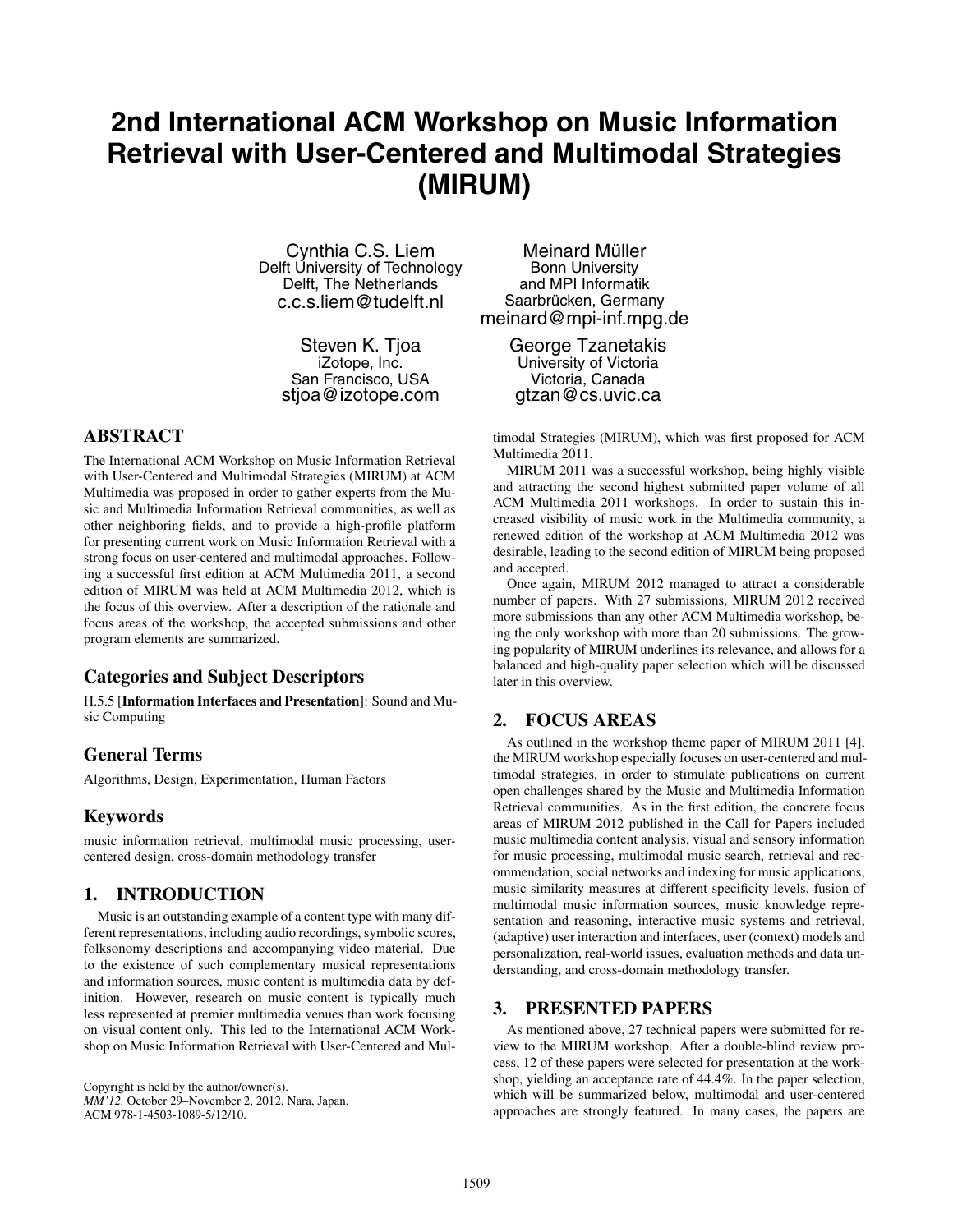# 2nd International ACM Workshop on Music Information Retrieval with User-Centered and Multimodal Strategies (MIRUM)

Cynthia C.S. Liem
Delft University of Technology
Delft, The Netherlands
c.c.s.liem@tudelft.nl

Meinard Müller
Bonn University
and MPI Informatik
Saarbrücken, Germany
meinard@mpi-inf.mpg.de

Steven K. Tjoa
iZotope, Inc.
San Francisco, USA
stjoa@izotope.com

George Tzanetakis
University of Victoria
Victoria, Canada
gtzan@cs.uvic.ca

## ABSTRACT

The International ACM Workshop on Music Information Retrieval with User-Centered and Multimodal Strategies (MIRUM) at ACM Multimedia was proposed in order to gather experts from the Music and Multimedia Information Retrieval communities, as well as other neighboring fields, and to provide a high-profile platform for presenting current work on Music Information Retrieval with a strong focus on user-centered and multimodal approaches. Following a successful first edition at ACM Multimedia 2011, a second edition of MIRUM was held at ACM Multimedia 2012, which is the focus of this overview. After a description of the rationale and focus areas of the workshop, the accepted submissions and other program elements are summarized.

## Categories and Subject Descriptors

H.5.5 [**Information Interfaces and Presentation**]: Sound and Music Computing

## General Terms

Algorithms, Design, Experimentation, Human Factors

## Keywords

music information retrieval, multimodal music processing, user-centered design, cross-domain methodology transfer

## 1. INTRODUCTION

Music is an outstanding example of a content type with many different representations, including audio recordings, symbolic scores, folksonomy descriptions and accompanying video material. Due to the existence of such complementary musical representations and information sources, music content is multimedia data by definition. However, research on music content is typically much less represented at premier multimedia venues than work focusing on visual content only. This led to the International ACM Workshop on Music Information Retrieval with User-Centered and Multimodal Strategies (MIRUM), which was first proposed for ACM Multimedia 2011.

MIRUM 2011 was a successful workshop, being highly visible and attracting the second highest submitted paper volume of all ACM Multimedia 2011 workshops. In order to sustain this increased visibility of music work in the Multimedia community, a renewed edition of the workshop at ACM Multimedia 2012 was desirable, leading to the second edition of MIRUM being proposed and accepted.

Once again, MIRUM 2012 managed to attract a considerable number of papers. With 27 submissions, MIRUM 2012 received more submissions than any other ACM Multimedia workshop, being the only workshop with more than 20 submissions. The growing popularity of MIRUM underlines its relevance, and allows for a balanced and high-quality paper selection which will be discussed later in this overview.

## 2. FOCUS AREAS

As outlined in the workshop theme paper of MIRUM 2011 [4], the MIRUM workshop especially focuses on user-centered and multimodal strategies, in order to stimulate publications on current open challenges shared by the Music and Multimedia Information Retrieval communities. As in the first edition, the concrete focus areas of MIRUM 2012 published in the Call for Papers included music multimedia content analysis, visual and sensory information for music processing, multimodal music search, retrieval and recommendation, social networks and indexing for music applications, music similarity measures at different specificity levels, fusion of multimodal music information sources, music knowledge representation and reasoning, interactive music systems and retrieval, (adaptive) user interaction and interfaces, user (context) models and personalization, real-world issues, evaluation methods and data understanding, and cross-domain methodology transfer.

## 3. PRESENTED PAPERS

As mentioned above, 27 technical papers were submitted for review to the MIRUM workshop. After a double-blind review process, 12 of these papers were selected for presentation at the workshop, yielding an acceptance rate of 44.4%. In the paper selection, which will be summarized below, multimodal and user-centered approaches are strongly featured. In many cases, the papers are

Copyright is held by the author/owner(s).
*MM'12,* October 29–November 2, 2012, Nara, Japan.
ACM 978-1-4503-1089-5/12/10.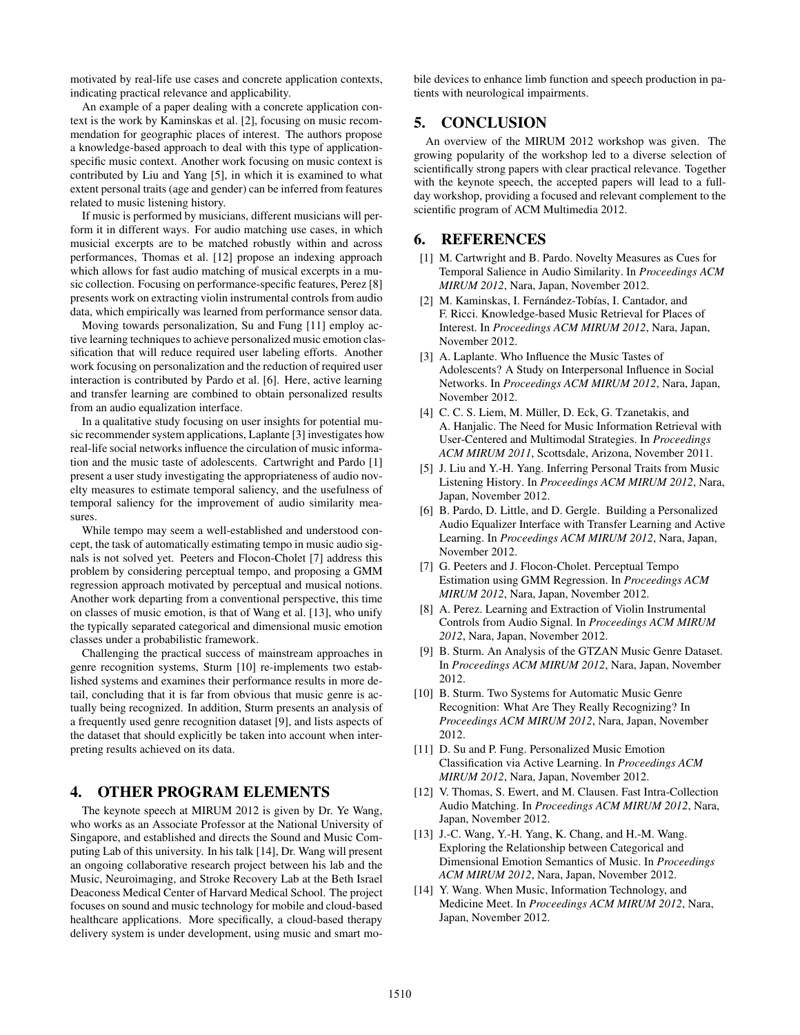motivated by real-life use cases and concrete application contexts, indicating practical relevance and applicability.

An example of a paper dealing with a concrete application context is the work by Kaminskas et al. [2], focusing on music recommendation for geographic places of interest. The authors propose a knowledge-based approach to deal with this type of application-specific music context. Another work focusing on music context is contributed by Liu and Yang [5], in which it is examined to what extent personal traits (age and gender) can be inferred from features related to music listening history.

If music is performed by musicians, different musicians will perform it in different ways. For audio matching use cases, in which musicial excerpts are to be matched robustly within and across performances, Thomas et al. [12] propose an indexing approach which allows for fast audio matching of musical excerpts in a music collection. Focusing on performance-specific features, Perez [8] presents work on extracting violin instrumental controls from audio data, which empirically was learned from performance sensor data.

Moving towards personalization, Su and Fung [11] employ active learning techniques to achieve personalized music emotion classification that will reduce required user labeling efforts. Another work focusing on personalization and the reduction of required user interaction is contributed by Pardo et al. [6]. Here, active learning and transfer learning are combined to obtain personalized results from an audio equalization interface.

In a qualitative study focusing on user insights for potential music recommender system applications, Laplante [3] investigates how real-life social networks influence the circulation of music information and the music taste of adolescents. Cartwright and Pardo [1] present a user study investigating the appropriateness of audio novelty measures to estimate temporal saliency, and the usefulness of temporal saliency for the improvement of audio similarity measures.

While tempo may seem a well-established and understood concept, the task of automatically estimating tempo in music audio signals is not solved yet. Peeters and Flocon-Cholet [7] address this problem by considering perceptual tempo, and proposing a GMM regression approach motivated by perceptual and musical notions. Another work departing from a conventional perspective, this time on classes of music emotion, is that of Wang et al. [13], who unify the typically separated categorical and dimensional music emotion classes under a probabilistic framework.

Challenging the practical success of mainstream approaches in genre recognition systems, Sturm [10] re-implements two established systems and examines their performance results in more detail, concluding that it is far from obvious that music genre is actually being recognized. In addition, Sturm presents an analysis of a frequently used genre recognition dataset [9], and lists aspects of the dataset that should explicitly be taken into account when interpreting results achieved on its data.

## 4. OTHER PROGRAM ELEMENTS

The keynote speech at MIRUM 2012 is given by Dr. Ye Wang, who works as an Associate Professor at the National University of Singapore, and established and directs the Sound and Music Computing Lab of this university. In his talk [14], Dr. Wang will present an ongoing collaborative research project between his lab and the Music, Neuroimaging, and Stroke Recovery Lab at the Beth Israel Deaconess Medical Center of Harvard Medical School. The project focuses on sound and music technology for mobile and cloud-based healthcare applications. More specifically, a cloud-based therapy delivery system is under development, using music and smart mobile devices to enhance limb function and speech production in patients with neurological impairments.

## 5. CONCLUSION

An overview of the MIRUM 2012 workshop was given. The growing popularity of the workshop led to a diverse selection of scientifically strong papers with clear practical relevance. Together with the keynote speech, the accepted papers will lead to a full-day workshop, providing a focused and relevant complement to the scientific program of ACM Multimedia 2012.

## 6. REFERENCES

[1] M. Cartwright and B. Pardo. Novelty Measures as Cues for Temporal Salience in Audio Similarity. In *Proceedings ACM MIRUM 2012*, Nara, Japan, November 2012.

[2] M. Kaminskas, I. Fernández-Tobías, I. Cantador, and F. Ricci. Knowledge-based Music Retrieval for Places of Interest. In *Proceedings ACM MIRUM 2012*, Nara, Japan, November 2012.

[3] A. Laplante. Who Influence the Music Tastes of Adolescents? A Study on Interpersonal Influence in Social Networks. In *Proceedings ACM MIRUM 2012*, Nara, Japan, November 2012.

[4] C. C. S. Liem, M. Müller, D. Eck, G. Tzanetakis, and A. Hanjalic. The Need for Music Information Retrieval with User-Centered and Multimodal Strategies. In *Proceedings ACM MIRUM 2011*, Scottsdale, Arizona, November 2011.

[5] J. Liu and Y.-H. Yang. Inferring Personal Traits from Music Listening History. In *Proceedings ACM MIRUM 2012*, Nara, Japan, November 2012.

[6] B. Pardo, D. Little, and D. Gergle. Building a Personalized Audio Equalizer Interface with Transfer Learning and Active Learning. In *Proceedings ACM MIRUM 2012*, Nara, Japan, November 2012.

[7] G. Peeters and J. Flocon-Cholet. Perceptual Tempo Estimation using GMM Regression. In *Proceedings ACM MIRUM 2012*, Nara, Japan, November 2012.

[8] A. Perez. Learning and Extraction of Violin Instrumental Controls from Audio Signal. In *Proceedings ACM MIRUM 2012*, Nara, Japan, November 2012.

[9] B. Sturm. An Analysis of the GTZAN Music Genre Dataset. In *Proceedings ACM MIRUM 2012*, Nara, Japan, November 2012.

[10] B. Sturm. Two Systems for Automatic Music Genre Recognition: What Are They Really Recognizing? In *Proceedings ACM MIRUM 2012*, Nara, Japan, November 2012.

[11] D. Su and P. Fung. Personalized Music Emotion Classification via Active Learning. In *Proceedings ACM MIRUM 2012*, Nara, Japan, November 2012.

[12] V. Thomas, S. Ewert, and M. Clausen. Fast Intra-Collection Audio Matching. In *Proceedings ACM MIRUM 2012*, Nara, Japan, November 2012.

[13] J.-C. Wang, Y.-H. Yang, K. Chang, and H.-M. Wang. Exploring the Relationship between Categorical and Dimensional Emotion Semantics of Music. In *Proceedings ACM MIRUM 2012*, Nara, Japan, November 2012.

[14] Y. Wang. When Music, Information Technology, and Medicine Meet. In *Proceedings ACM MIRUM 2012*, Nara, Japan, November 2012.